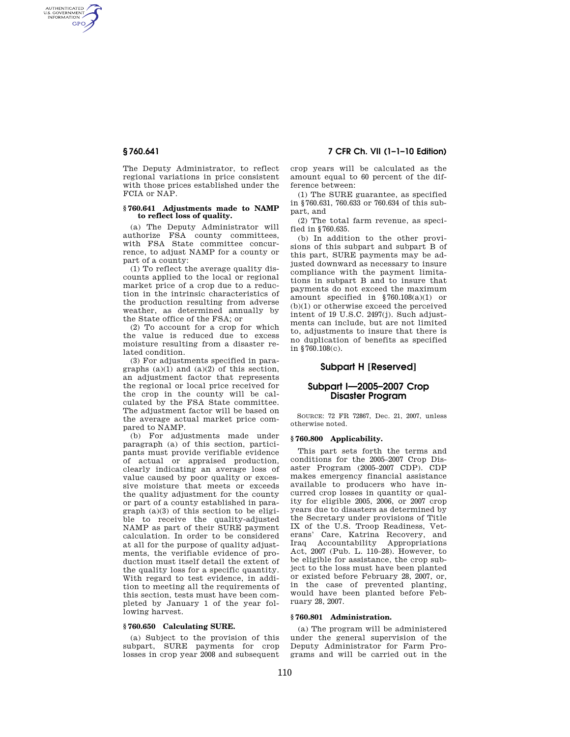The Deputy Administrator, to reflect regional variations in price consistent with those prices established under the FCIA or NAP.

### § 760.641 Adjustments made to NAMP to reflect loss of quality.

(a) The Deputy Administrator will authorize FSA county committees, with FSA State committee concurrence, to adjust NAMP for a county or part of a county:

(1) To reflect the average quality discounts applied to the local or regional market price of a crop due to a reduction in the intrinsic characteristics of the production resulting from adverse weather, as determined annually by the State office of the FSA; or

(2) To account for a crop for which the value is reduced due to excess moisture resulting from a disaster related condition.

(3) For adjustments specified in paragraphs (a)(1) and (a)(2) of this section, an adjustment factor that represents the regional or local price received for the crop in the county will be calculated by the FSA State committee. The adjustment factor will be based on the average actual market price compared to NAMP.

(b) For adjustments made under paragraph (a) of this section, participants must provide verifiable evidence of actual or appraised production, clearly indicating an average loss of value caused by poor quality or excessive moisture that meets or exceeds the quality adjustment for the county or part of a county established in paragraph (a)(3) of this section to be eligible to receive the quality-adjusted NAMP as part of their SURE payment calculation. In order to be considered at all for the purpose of quality adjustments, the verifiable evidence of production must itself detail the extent of the quality loss for a specific quantity. With regard to test evidence, in addition to meeting all the requirements of this section, tests must have been completed by January 1 of the year following harvest.

### § 760.650 Calculating SURE.

(a) Subject to the provision of this subpart, SURE payments for crop losses in crop year 2008 and subsequent crop years will be calculated as the amount equal to 60 percent of the difference between:

(1) The SURE guarantee, as specified in § 760.631, 760.633 or 760.634 of this subpart, and

(2) The total farm revenue, as specified in § 760.635.

(b) In addition to the other provisions of this subpart and subpart B of this part, SURE payments may be adjusted downward as necessary to insure compliance with the payment limitations in subpart B and to insure that payments do not exceed the maximum amount specified in § 760.108(a)(1) or (b)(1) or otherwise exceed the perceived intent of 19 U.S.C. 2497(j). Such adjustments can include, but are not limited to, adjustments to insure that there is no duplication of benefits as specified in § 760.108(c).

## Subpart H [Reserved]

## Subpart I—2005–2007 Crop Disaster Program

SOURCE: 72 FR 72867, Dec. 21, 2007, unless otherwise noted.

### § 760.800 Applicability.

This part sets forth the terms and conditions for the 2005–2007 Crop Disaster Program (2005–2007 CDP). CDP makes emergency financial assistance available to producers who have incurred crop losses in quantity or quality for eligible 2005, 2006, or 2007 crop years due to disasters as determined by the Secretary under provisions of Title IX of the U.S. Troop Readiness, Veterans' Care, Katrina Recovery, and Iraq Accountability Appropriations Act, 2007 (Pub. L. 110–28). However, to be eligible for assistance, the crop subject to the loss must have been planted or existed before February 28, 2007, or, in the case of prevented planting, would have been planted before February 28, 2007.

### § 760.801 Administration.

(a) The program will be administered under the general supervision of the Deputy Administrator for Farm Programs and will be carried out in the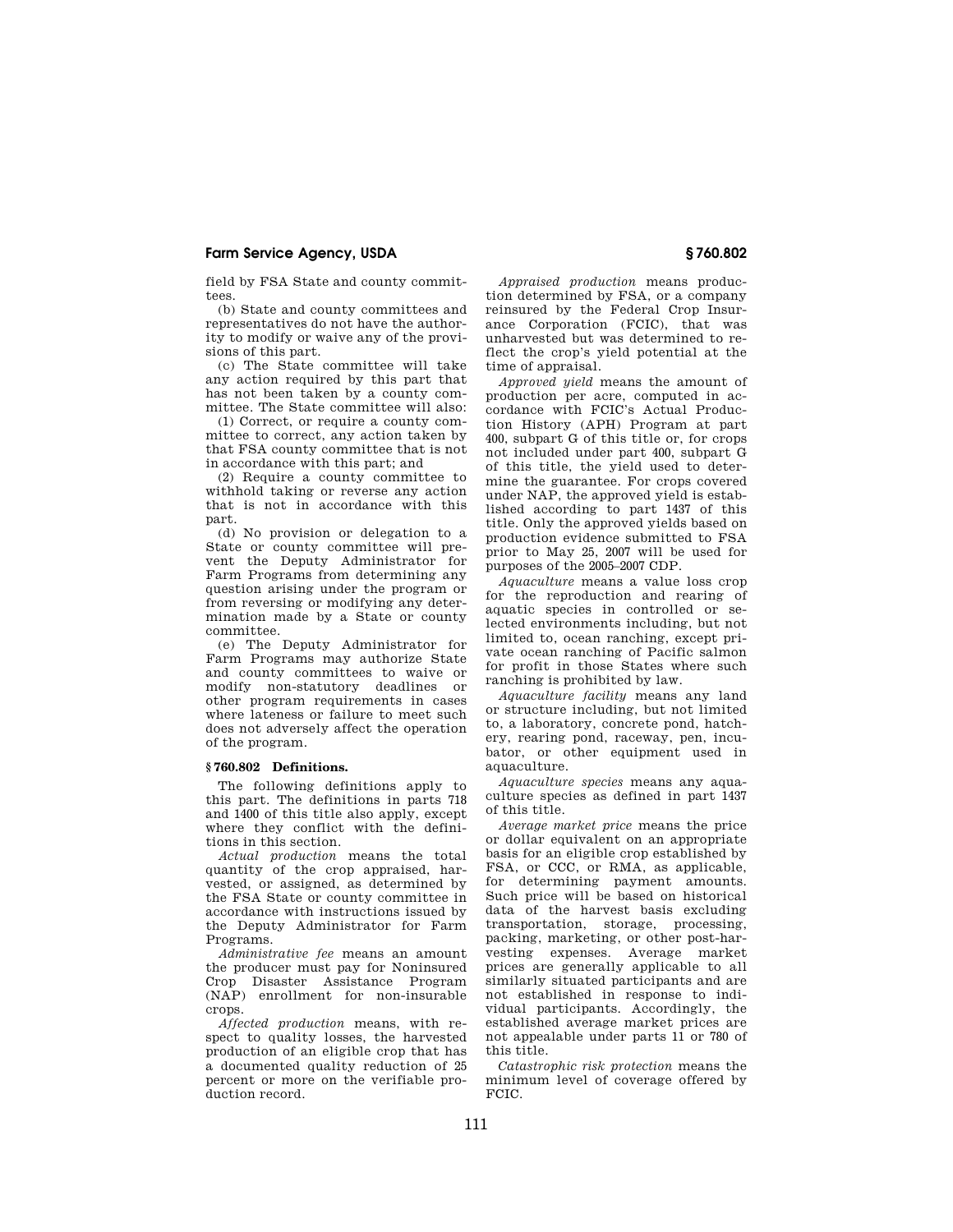field by FSA State and county committees.

(b) State and county committees and representatives do not have the authority to modify or waive any of the provisions of this part.

(c) The State committee will take any action required by this part that has not been taken by a county committee. The State committee will also:

(1) Correct, or require a county committee to correct, any action taken by that FSA county committee that is not in accordance with this part; and

(2) Require a county committee to withhold taking or reverse any action that is not in accordance with this part.

(d) No provision or delegation to a State or county committee will prevent the Deputy Administrator for Farm Programs from determining any question arising under the program or from reversing or modifying any determination made by a State or county committee.

(e) The Deputy Administrator for Farm Programs may authorize State and county committees to waive or modify non-statutory deadlines or other program requirements in cases where lateness or failure to meet such does not adversely affect the operation of the program.

### § 760.802 Definitions.

The following definitions apply to this part. The definitions in parts 718 and 1400 of this title also apply, except where they conflict with the definitions in this section.

*Actual production* means the total quantity of the crop appraised, harvested, or assigned, as determined by the FSA State or county committee in accordance with instructions issued by the Deputy Administrator for Farm Programs.

*Administrative fee* means an amount the producer must pay for Noninsured Crop Disaster Assistance Program (NAP) enrollment for non-insurable crops.

*Affected production* means, with respect to quality losses, the harvested production of an eligible crop that has a documented quality reduction of 25 percent or more on the verifiable production record.

*Appraised production* means production determined by FSA, or a company reinsured by the Federal Crop Insurance Corporation (FCIC), that was unharvested but was determined to reflect the crop's yield potential at the time of appraisal.

*Approved yield* means the amount of production per acre, computed in accordance with FCIC's Actual Production History (APH) Program at part 400, subpart G of this title or, for crops not included under part 400, subpart G of this title, the yield used to determine the guarantee. For crops covered under NAP, the approved yield is established according to part 1437 of this title. Only the approved yields based on production evidence submitted to FSA prior to May 25, 2007 will be used for purposes of the 2005–2007 CDP.

*Aquaculture* means a value loss crop for the reproduction and rearing of aquatic species in controlled or selected environments including, but not limited to, ocean ranching, except private ocean ranching of Pacific salmon for profit in those States where such ranching is prohibited by law.

*Aquaculture facility* means any land or structure including, but not limited to, a laboratory, concrete pond, hatchery, rearing pond, raceway, pen, incubator, or other equipment used in aquaculture.

*Aquaculture species* means any aquaculture species as defined in part 1437 of this title.

*Average market price* means the price or dollar equivalent on an appropriate basis for an eligible crop established by FSA, or CCC, or RMA, as applicable, for determining payment amounts. Such price will be based on historical data of the harvest basis excluding transportation, storage, processing, packing, marketing, or other post-harvesting expenses. Average market prices are generally applicable to all similarly situated participants and are not established in response to individual participants. Accordingly, the established average market prices are not appealable under parts 11 or 780 of this title.

*Catastrophic risk protection* means the minimum level of coverage offered by FCIC.